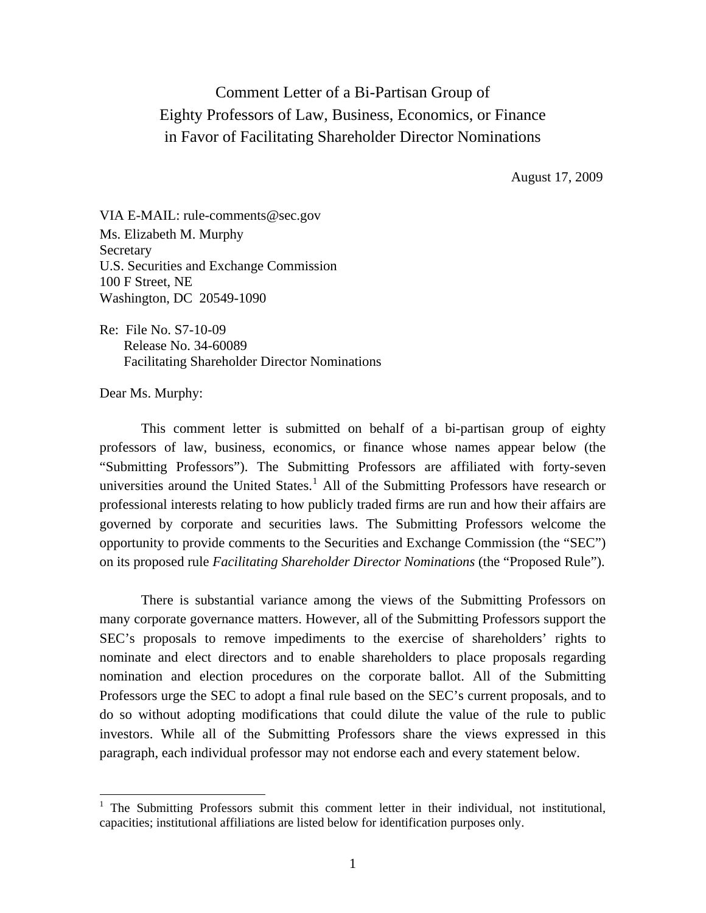# Comment Letter of a Bi-Partisan Group of Eighty Professors of Law, Business, Economics, or Finance in Favor of Facilitating Shareholder Director Nominations

August 17, 2009

VIA E-MAIL: rule-comments@sec.gov
Ms. Elizabeth M. Murphy
Secretary
U.S. Securities and Exchange Commission
100 F Street, NE
Washington, DC 20549-1090

Re: File No. S7-10-09
Release No. 34-60089
Facilitating Shareholder Director Nominations

Dear Ms. Murphy:

This comment letter is submitted on behalf of a bi-partisan group of eighty professors of law, business, economics, or finance whose names appear below (the "Submitting Professors"). The Submitting Professors are affiliated with forty-seven universities around the United States.[1] All of the Submitting Professors have research or professional interests relating to how publicly traded firms are run and how their affairs are governed by corporate and securities laws. The Submitting Professors welcome the opportunity to provide comments to the Securities and Exchange Commission (the "SEC") on its proposed rule *Facilitating Shareholder Director Nominations* (the "Proposed Rule").

There is substantial variance among the views of the Submitting Professors on many corporate governance matters. However, all of the Submitting Professors support the SEC's proposals to remove impediments to the exercise of shareholders' rights to nominate and elect directors and to enable shareholders to place proposals regarding nomination and election procedures on the corporate ballot. All of the Submitting Professors urge the SEC to adopt a final rule based on the SEC's current proposals, and to do so without adopting modifications that could dilute the value of the rule to public investors. While all of the Submitting Professors share the views expressed in this paragraph, each individual professor may not endorse each and every statement below.

[1] The Submitting Professors submit this comment letter in their individual, not institutional, capacities; institutional affiliations are listed below for identification purposes only.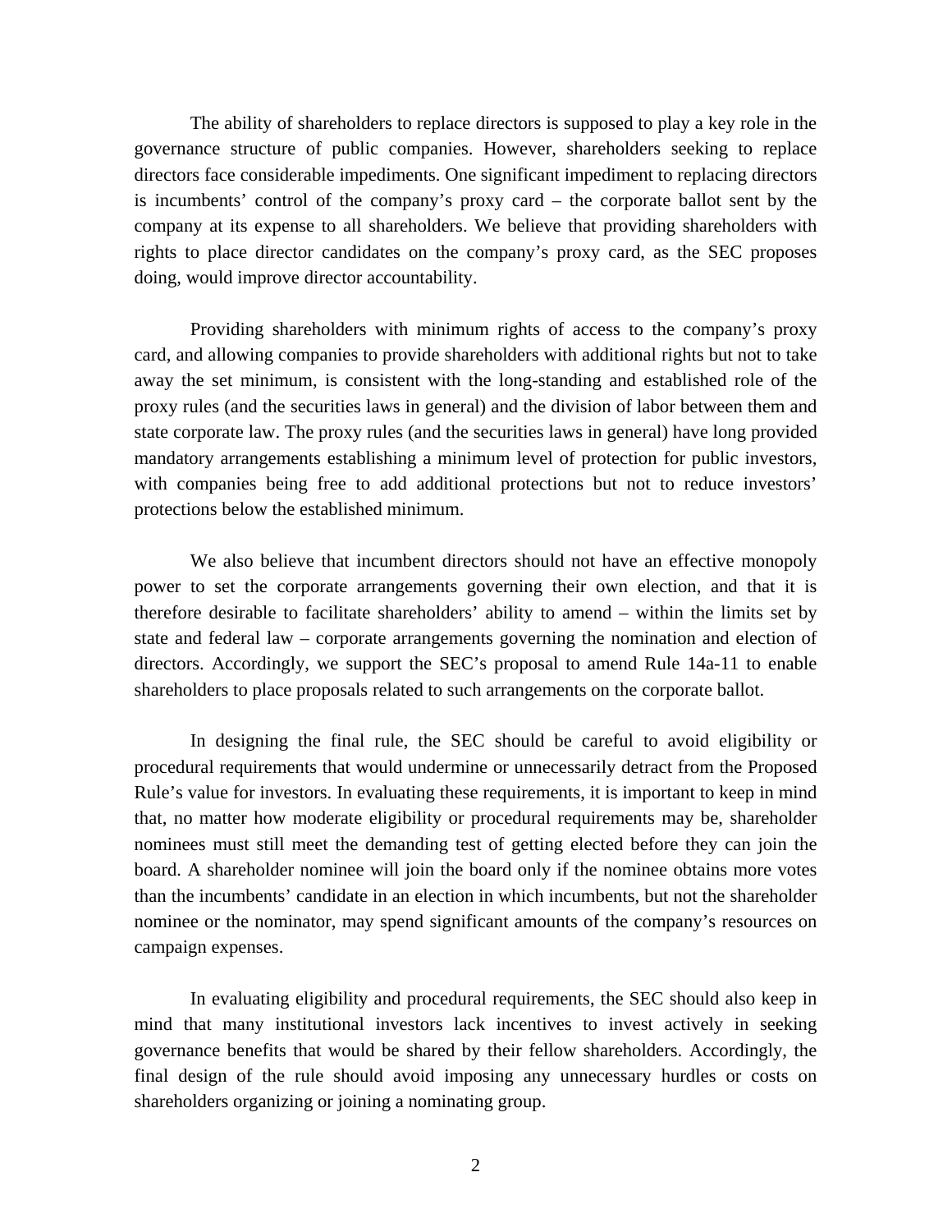The ability of shareholders to replace directors is supposed to play a key role in the governance structure of public companies. However, shareholders seeking to replace directors face considerable impediments. One significant impediment to replacing directors is incumbents' control of the company's proxy card – the corporate ballot sent by the company at its expense to all shareholders. We believe that providing shareholders with rights to place director candidates on the company's proxy card, as the SEC proposes doing, would improve director accountability.

Providing shareholders with minimum rights of access to the company's proxy card, and allowing companies to provide shareholders with additional rights but not to take away the set minimum, is consistent with the long-standing and established role of the proxy rules (and the securities laws in general) and the division of labor between them and state corporate law. The proxy rules (and the securities laws in general) have long provided mandatory arrangements establishing a minimum level of protection for public investors, with companies being free to add additional protections but not to reduce investors' protections below the established minimum.

We also believe that incumbent directors should not have an effective monopoly power to set the corporate arrangements governing their own election, and that it is therefore desirable to facilitate shareholders' ability to amend – within the limits set by state and federal law – corporate arrangements governing the nomination and election of directors. Accordingly, we support the SEC's proposal to amend Rule 14a-11 to enable shareholders to place proposals related to such arrangements on the corporate ballot.

In designing the final rule, the SEC should be careful to avoid eligibility or procedural requirements that would undermine or unnecessarily detract from the Proposed Rule's value for investors. In evaluating these requirements, it is important to keep in mind that, no matter how moderate eligibility or procedural requirements may be, shareholder nominees must still meet the demanding test of getting elected before they can join the board. A shareholder nominee will join the board only if the nominee obtains more votes than the incumbents' candidate in an election in which incumbents, but not the shareholder nominee or the nominator, may spend significant amounts of the company's resources on campaign expenses.

In evaluating eligibility and procedural requirements, the SEC should also keep in mind that many institutional investors lack incentives to invest actively in seeking governance benefits that would be shared by their fellow shareholders. Accordingly, the final design of the rule should avoid imposing any unnecessary hurdles or costs on shareholders organizing or joining a nominating group.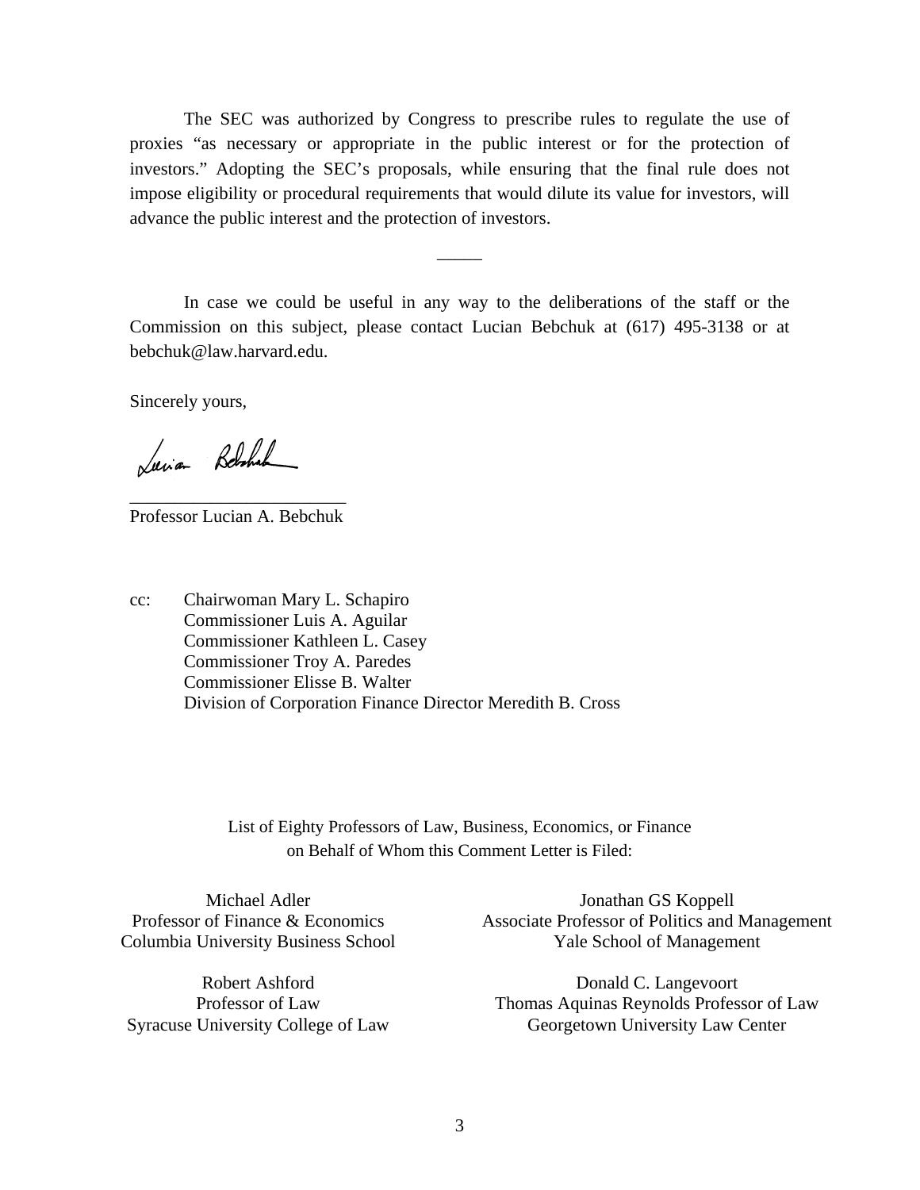The SEC was authorized by Congress to prescribe rules to regulate the use of proxies "as necessary or appropriate in the public interest or for the protection of investors." Adopting the SEC's proposals, while ensuring that the final rule does not impose eligibility or procedural requirements that would dilute its value for investors, will advance the public interest and the protection of investors.

_____

In case we could be useful in any way to the deliberations of the staff or the Commission on this subject, please contact Lucian Bebchuk at (617) 495-3138 or at bebchuk@law.harvard.edu.

Sincerely yours,

________________________
Professor Lucian A. Bebchuk

cc: Chairwoman Mary L. Schapiro
Commissioner Luis A. Aguilar
Commissioner Kathleen L. Casey
Commissioner Troy A. Paredes
Commissioner Elisse B. Walter
Division of Corporation Finance Director Meredith B. Cross

List of Eighty Professors of Law, Business, Economics, or Finance on Behalf of Whom this Comment Letter is Filed:

Michael Adler
Professor of Finance & Economics
Columbia University Business School

Robert Ashford
Professor of Law
Syracuse University College of Law

Jonathan GS Koppell
Associate Professor of Politics and Management
Yale School of Management

Donald C. Langevoort
Thomas Aquinas Reynolds Professor of Law
Georgetown University Law Center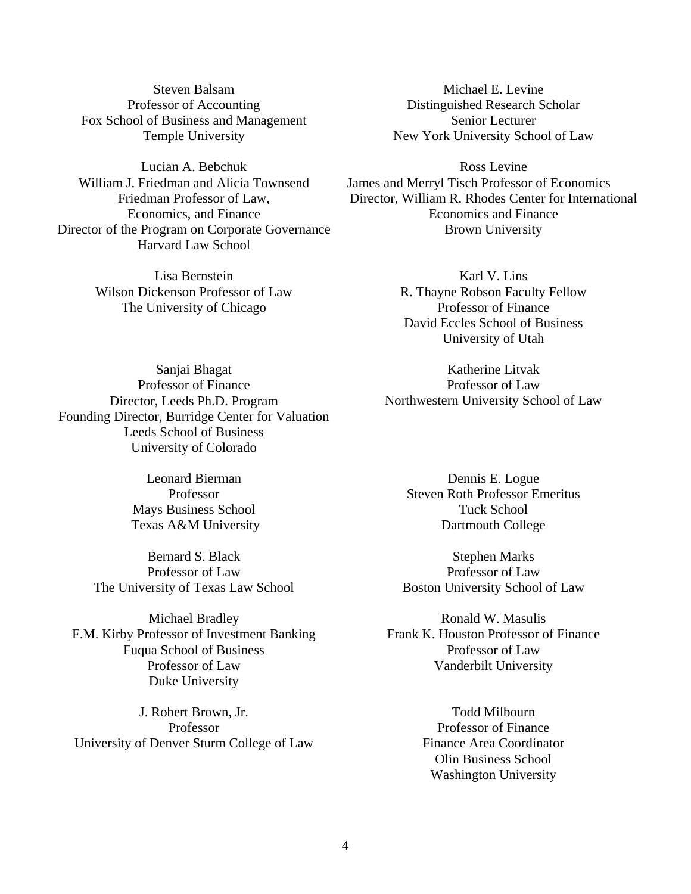Steven Balsam
Professor of Accounting
Fox School of Business and Management
Temple University

Lucian A. Bebchuk
William J. Friedman and Alicia Townsend
Friedman Professor of Law,
Economics, and Finance
Director of the Program on Corporate Governance
Harvard Law School

Lisa Bernstein
Wilson Dickenson Professor of Law
The University of Chicago

Sanjai Bhagat
Professor of Finance
Director, Leeds Ph.D. Program
Founding Director, Burridge Center for Valuation
Leeds School of Business
University of Colorado

Leonard Bierman
Professor
Mays Business School
Texas A&M University

Bernard S. Black
Professor of Law
The University of Texas Law School

Michael Bradley
F.M. Kirby Professor of Investment Banking
Fuqua School of Business
Professor of Law
Duke University

J. Robert Brown, Jr.
Professor
University of Denver Sturm College of Law

Michael E. Levine
Distinguished Research Scholar
Senior Lecturer
New York University School of Law

Ross Levine
James and Merryl Tisch Professor of Economics
Director, William R. Rhodes Center for International
Economics and Finance
Brown University

Karl V. Lins
R. Thayne Robson Faculty Fellow
Professor of Finance
David Eccles School of Business
University of Utah

Katherine Litvak
Professor of Law
Northwestern University School of Law

Dennis E. Logue
Steven Roth Professor Emeritus
Tuck School
Dartmouth College

Stephen Marks
Professor of Law
Boston University School of Law

Ronald W. Masulis
Frank K. Houston Professor of Finance
Professor of Law
Vanderbilt University

Todd Milbourn
Professor of Finance
Finance Area Coordinator
Olin Business School
Washington University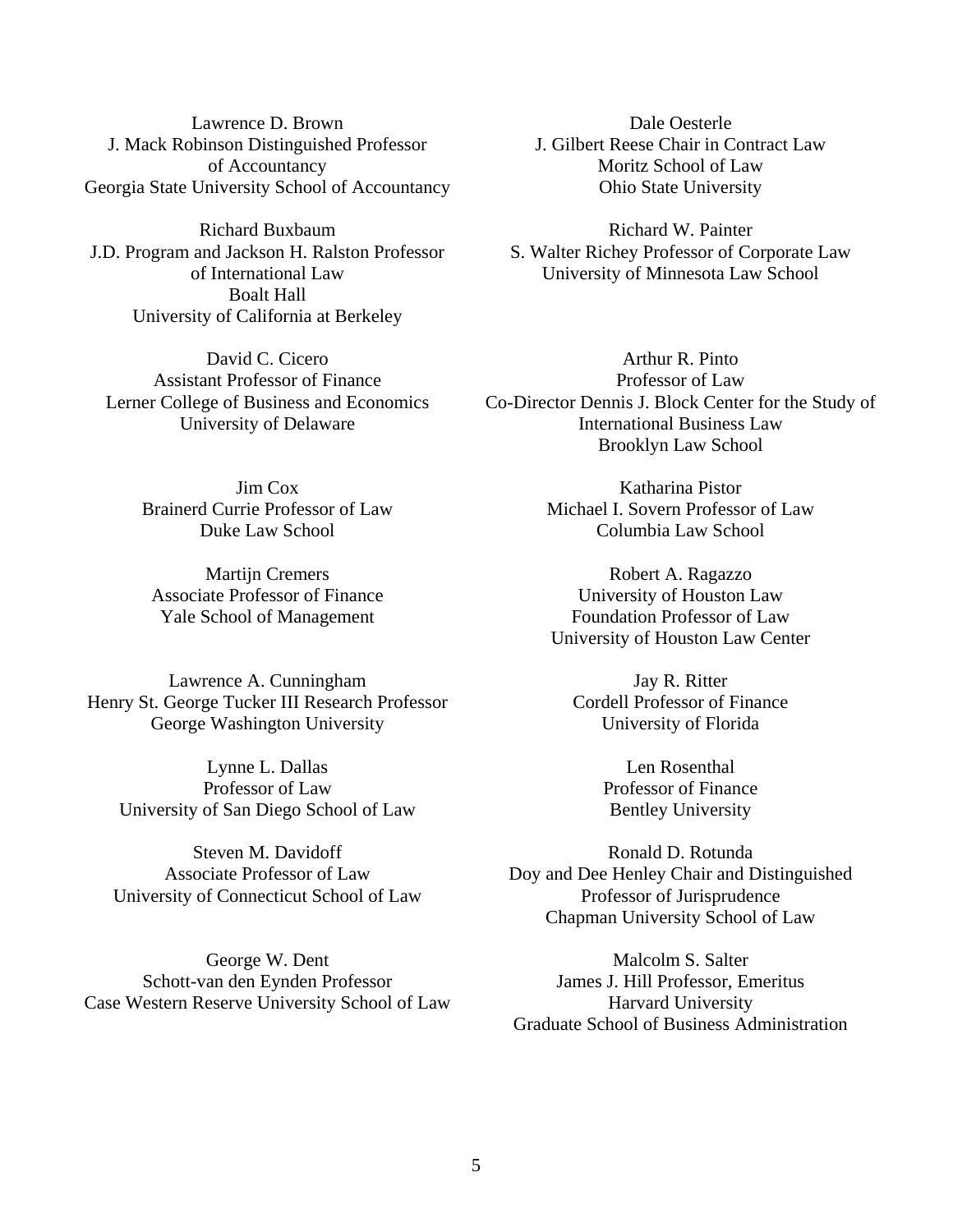Lawrence D. Brown
J. Mack Robinson Distinguished Professor
of Accountancy
Georgia State University School of Accountancy

Richard Buxbaum
J.D. Program and Jackson H. Ralston Professor
of International Law
Boalt Hall
University of California at Berkeley

David C. Cicero
Assistant Professor of Finance
Lerner College of Business and Economics
University of Delaware

Jim Cox
Brainerd Currie Professor of Law
Duke Law School

Martijn Cremers
Associate Professor of Finance
Yale School of Management

Lawrence A. Cunningham
Henry St. George Tucker III Research Professor
George Washington University

Lynne L. Dallas
Professor of Law
University of San Diego School of Law

Steven M. Davidoff
Associate Professor of Law
University of Connecticut School of Law

George W. Dent
Schott-van den Eynden Professor
Case Western Reserve University School of Law

Dale Oesterle
J. Gilbert Reese Chair in Contract Law
Moritz School of Law
Ohio State University

Richard W. Painter
S. Walter Richey Professor of Corporate Law
University of Minnesota Law School

Arthur R. Pinto
Professor of Law
Co-Director Dennis J. Block Center for the Study of
International Business Law
Brooklyn Law School

Katharina Pistor
Michael I. Sovern Professor of Law
Columbia Law School

Robert A. Ragazzo
University of Houston Law
Foundation Professor of Law
University of Houston Law Center

Jay R. Ritter
Cordell Professor of Finance
University of Florida

Len Rosenthal
Professor of Finance
Bentley University

Ronald D. Rotunda
Doy and Dee Henley Chair and Distinguished
Professor of Jurisprudence
Chapman University School of Law

Malcolm S. Salter
James J. Hill Professor, Emeritus
Harvard University
Graduate School of Business Administration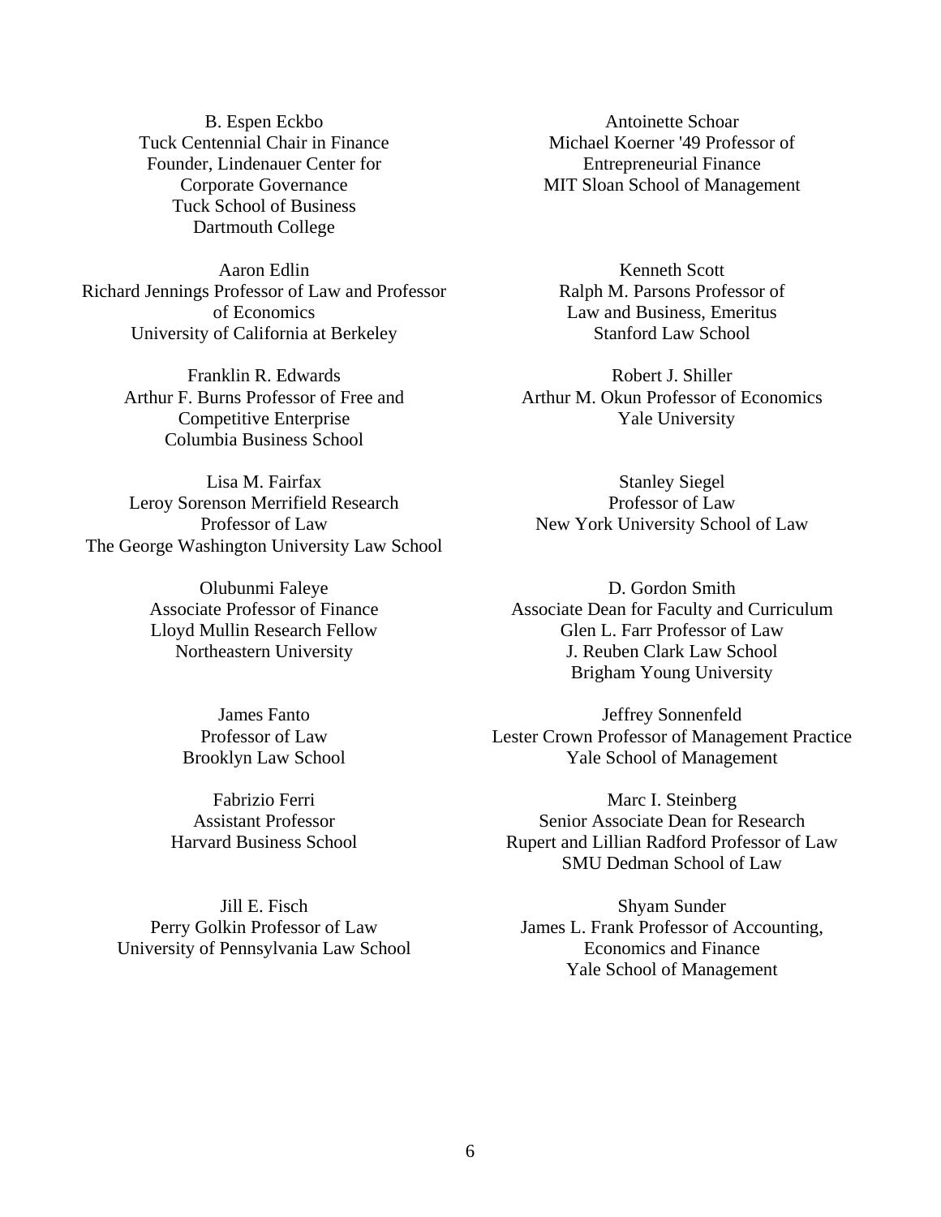B. Espen Eckbo
Tuck Centennial Chair in Finance
Founder, Lindenauer Center for Corporate Governance
Tuck School of Business
Dartmouth College

Aaron Edlin
Richard Jennings Professor of Law and Professor of Economics
University of California at Berkeley

Franklin R. Edwards
Arthur F. Burns Professor of Free and Competitive Enterprise
Columbia Business School

Lisa M. Fairfax
Leroy Sorenson Merrifield Research Professor of Law
The George Washington University Law School

Olubunmi Faleye
Associate Professor of Finance
Lloyd Mullin Research Fellow
Northeastern University

James Fanto
Professor of Law
Brooklyn Law School

Fabrizio Ferri
Assistant Professor
Harvard Business School

Jill E. Fisch
Perry Golkin Professor of Law
University of Pennsylvania Law School

Antoinette Schoar
Michael Koerner '49 Professor of Entrepreneurial Finance
MIT Sloan School of Management

Kenneth Scott
Ralph M. Parsons Professor of Law and Business, Emeritus
Stanford Law School

Robert J. Shiller
Arthur M. Okun Professor of Economics
Yale University

Stanley Siegel
Professor of Law
New York University School of Law

D. Gordon Smith
Associate Dean for Faculty and Curriculum
Glen L. Farr Professor of Law
J. Reuben Clark Law School
Brigham Young University

Jeffrey Sonnenfeld
Lester Crown Professor of Management Practice
Yale School of Management

Marc I. Steinberg
Senior Associate Dean for Research
Rupert and Lillian Radford Professor of Law
SMU Dedman School of Law

Shyam Sunder
James L. Frank Professor of Accounting, Economics and Finance
Yale School of Management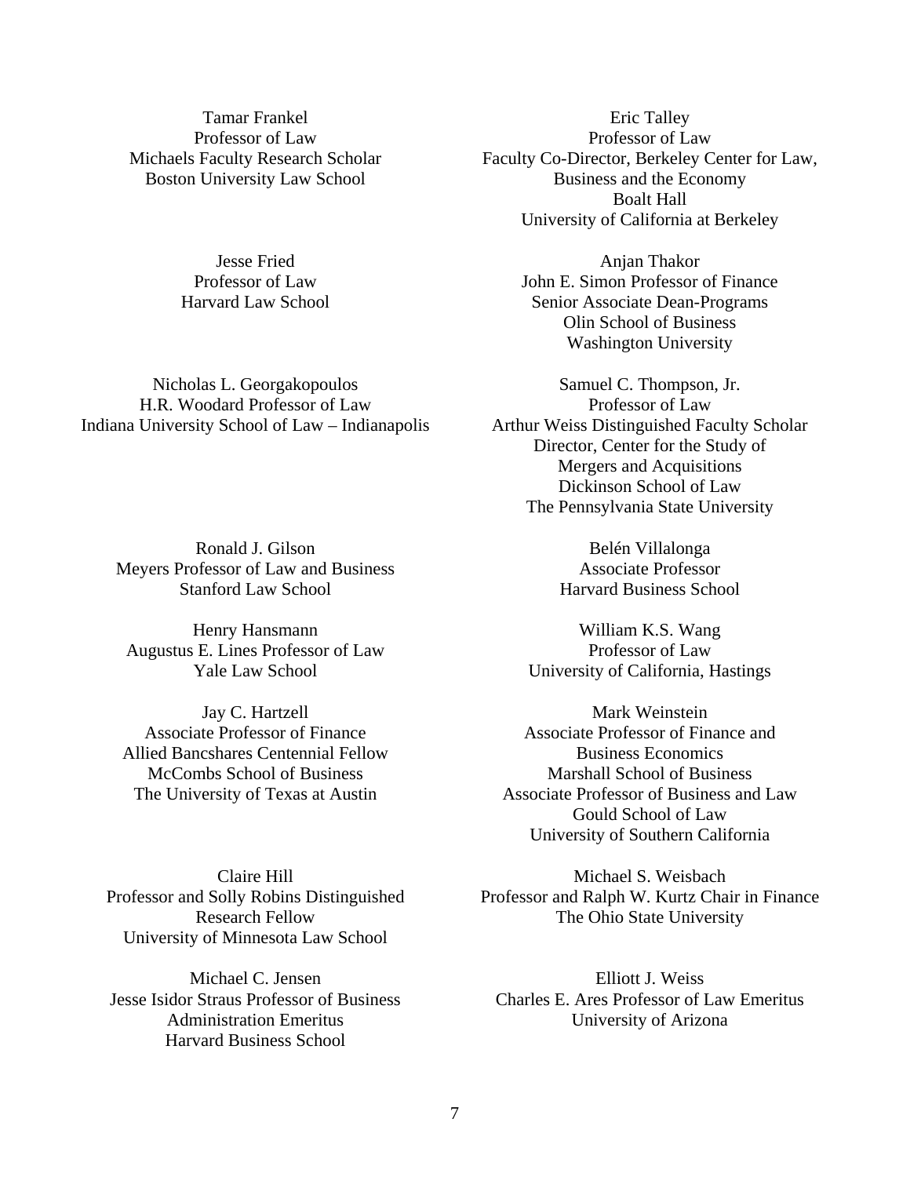Tamar Frankel
Professor of Law
Michaels Faculty Research Scholar
Boston University Law School

Jesse Fried
Professor of Law
Harvard Law School

Nicholas L. Georgakopoulos
H.R. Woodard Professor of Law
Indiana University School of Law – Indianapolis

Ronald J. Gilson
Meyers Professor of Law and Business
Stanford Law School

Henry Hansmann
Augustus E. Lines Professor of Law
Yale Law School

Jay C. Hartzell
Associate Professor of Finance
Allied Bancshares Centennial Fellow
McCombs School of Business
The University of Texas at Austin

Claire Hill
Professor and Solly Robins Distinguished Research Fellow
University of Minnesota Law School

Michael C. Jensen
Jesse Isidor Straus Professor of Business Administration Emeritus
Harvard Business School

Eric Talley
Professor of Law
Faculty Co-Director, Berkeley Center for Law, Business and the Economy
Boalt Hall
University of California at Berkeley

Anjan Thakor
John E. Simon Professor of Finance
Senior Associate Dean-Programs
Olin School of Business
Washington University

Samuel C. Thompson, Jr.
Professor of Law
Arthur Weiss Distinguished Faculty Scholar
Director, Center for the Study of Mergers and Acquisitions
Dickinson School of Law
The Pennsylvania State University

Belén Villalonga
Associate Professor
Harvard Business School

William K.S. Wang
Professor of Law
University of California, Hastings

Mark Weinstein
Associate Professor of Finance and Business Economics
Marshall School of Business
Associate Professor of Business and Law
Gould School of Law
University of Southern California

Michael S. Weisbach
Professor and Ralph W. Kurtz Chair in Finance
The Ohio State University

Elliott J. Weiss
Charles E. Ares Professor of Law Emeritus
University of Arizona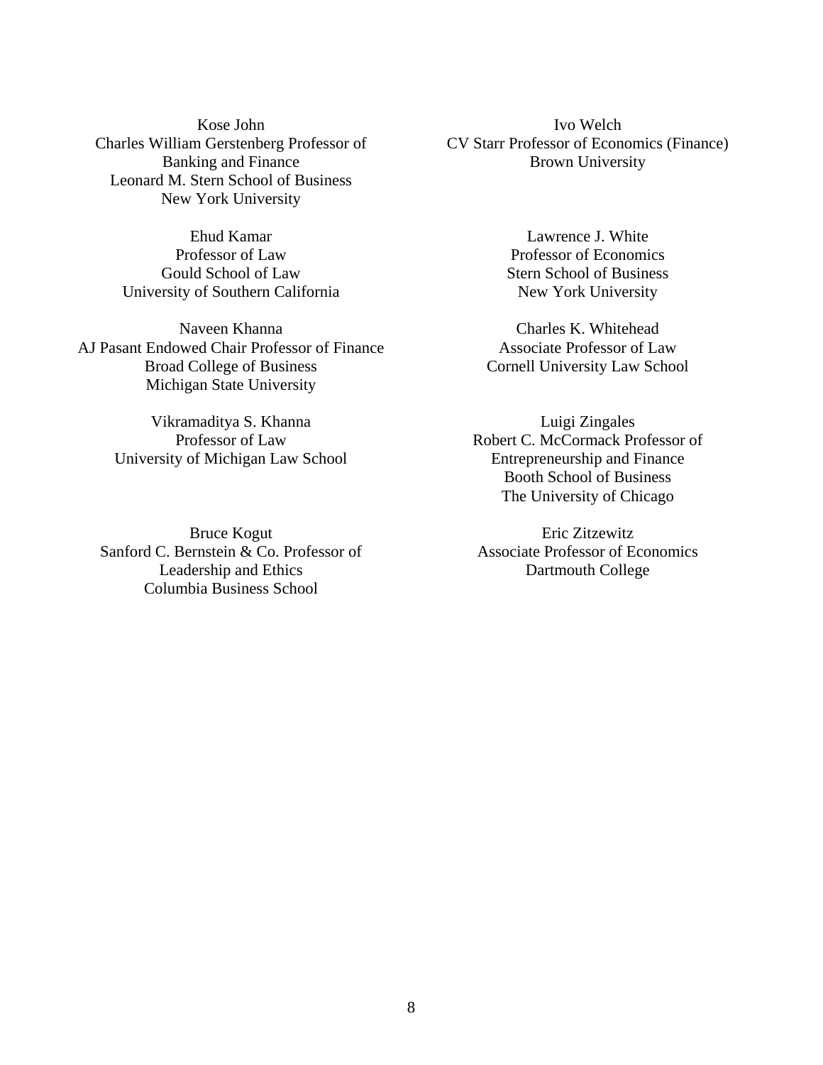Kose John
Charles William Gerstenberg Professor of Banking and Finance
Leonard M. Stern School of Business
New York University

Ehud Kamar
Professor of Law
Gould School of Law
University of Southern California

Naveen Khanna
AJ Pasant Endowed Chair Professor of Finance
Broad College of Business
Michigan State University

Vikramaditya S. Khanna
Professor of Law
University of Michigan Law School

Bruce Kogut
Sanford C. Bernstein & Co. Professor of Leadership and Ethics
Columbia Business School

Ivo Welch
CV Starr Professor of Economics (Finance)
Brown University

Lawrence J. White
Professor of Economics
Stern School of Business
New York University

Charles K. Whitehead
Associate Professor of Law
Cornell University Law School

Luigi Zingales
Robert C. McCormack Professor of Entrepreneurship and Finance
Booth School of Business
The University of Chicago

Eric Zitzewitz
Associate Professor of Economics
Dartmouth College